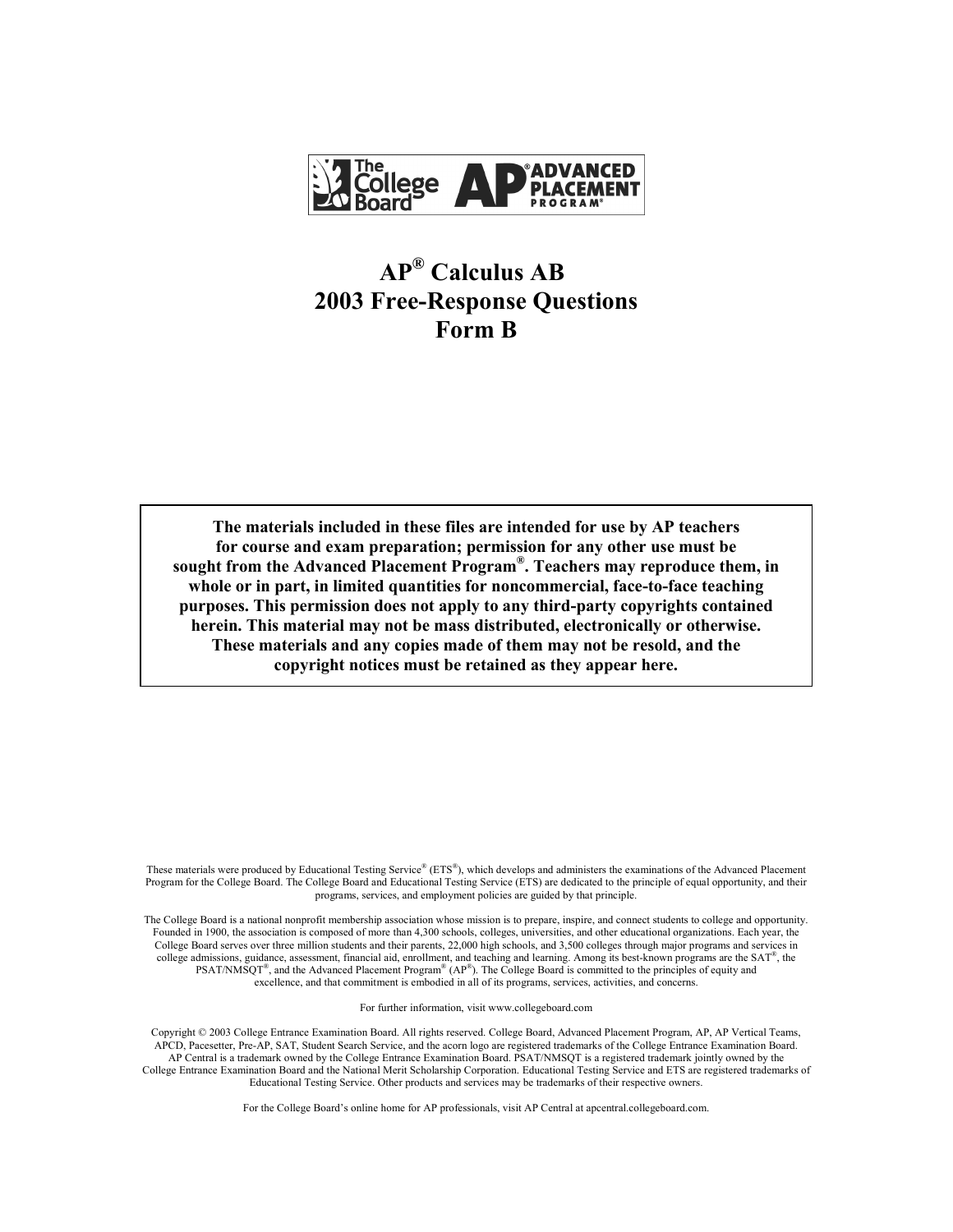The College Board AP® ADVANCED PLACEMENT PROGRAM®

# AP® Calculus AB
# 2003 Free-Response Questions
# Form B

**The materials included in these files are intended for use by AP teachers for course and exam preparation; permission for any other use must be sought from the Advanced Placement Program®. Teachers may reproduce them, in whole or in part, in limited quantities for noncommercial, face-to-face teaching purposes. This permission does not apply to any third-party copyrights contained herein. This material may not be mass distributed, electronically or otherwise. These materials and any copies made of them may not be resold, and the copyright notices must be retained as they appear here.**

These materials were produced by Educational Testing Service® (ETS®), which develops and administers the examinations of the Advanced Placement Program for the College Board. The College Board and Educational Testing Service (ETS) are dedicated to the principle of equal opportunity, and their programs, services, and employment policies are guided by that principle.

The College Board is a national nonprofit membership association whose mission is to prepare, inspire, and connect students to college and opportunity. Founded in 1900, the association is composed of more than 4,300 schools, colleges, universities, and other educational organizations. Each year, the College Board serves over three million students and their parents, 22,000 high schools, and 3,500 colleges through major programs and services in college admissions, guidance, assessment, financial aid, enrollment, and teaching and learning. Among its best-known programs are the SAT®, the PSAT/NMSQT®, and the Advanced Placement Program® (AP®). The College Board is committed to the principles of equity and excellence, and that commitment is embodied in all of its programs, services, activities, and concerns.

For further information, visit www.collegeboard.com

Copyright © 2003 College Entrance Examination Board. All rights reserved. College Board, Advanced Placement Program, AP, AP Vertical Teams, APCD, Pacesetter, Pre-AP, SAT, Student Search Service, and the acorn logo are registered trademarks of the College Entrance Examination Board. AP Central is a trademark owned by the College Entrance Examination Board. PSAT/NMSQT is a registered trademark jointly owned by the College Entrance Examination Board and the National Merit Scholarship Corporation. Educational Testing Service and ETS are registered trademarks of Educational Testing Service. Other products and services may be trademarks of their respective owners.

For the College Board's online home for AP professionals, visit AP Central at apcentral.collegeboard.com.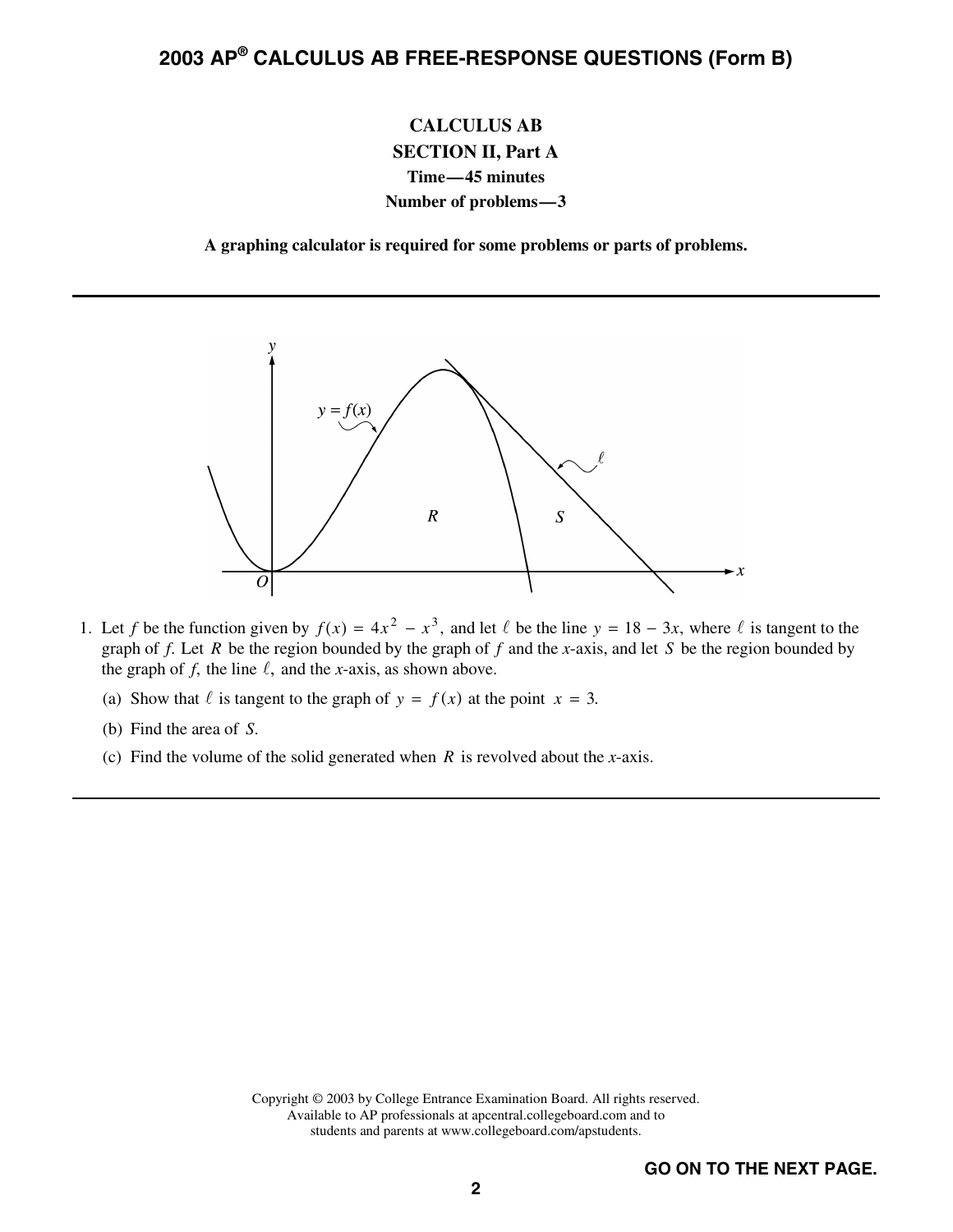# 2003 AP® CALCULUS AB FREE-RESPONSE QUESTIONS (Form B)

**CALCULUS AB**
**SECTION II, Part A**
**Time—45 minutes**
**Number of problems—3**

**A graphing calculator is required for some problems or parts of problems.**

---

1. Let $f$ be the function given by $f(x) = 4x^2 - x^3$, and let $\ell$ be the line $y = 18 - 3x$, where $\ell$ is tangent to the graph of $f$. Let $R$ be the region bounded by the graph of $f$ and the $x$-axis, and let $S$ be the region bounded by the graph of $f$, the line $\ell$, and the $x$-axis, as shown above.

   (a) Show that $\ell$ is tangent to the graph of $y = f(x)$ at the point $x = 3$.

   (b) Find the area of $S$.

   (c) Find the volume of the solid generated when $R$ is revolved about the $x$-axis.

---

Copyright © 2003 by College Entrance Examination Board. All rights reserved.
Available to AP professionals at apcentral.collegeboard.com and to
students and parents at www.collegeboard.com/apstudents.

**GO ON TO THE NEXT PAGE.**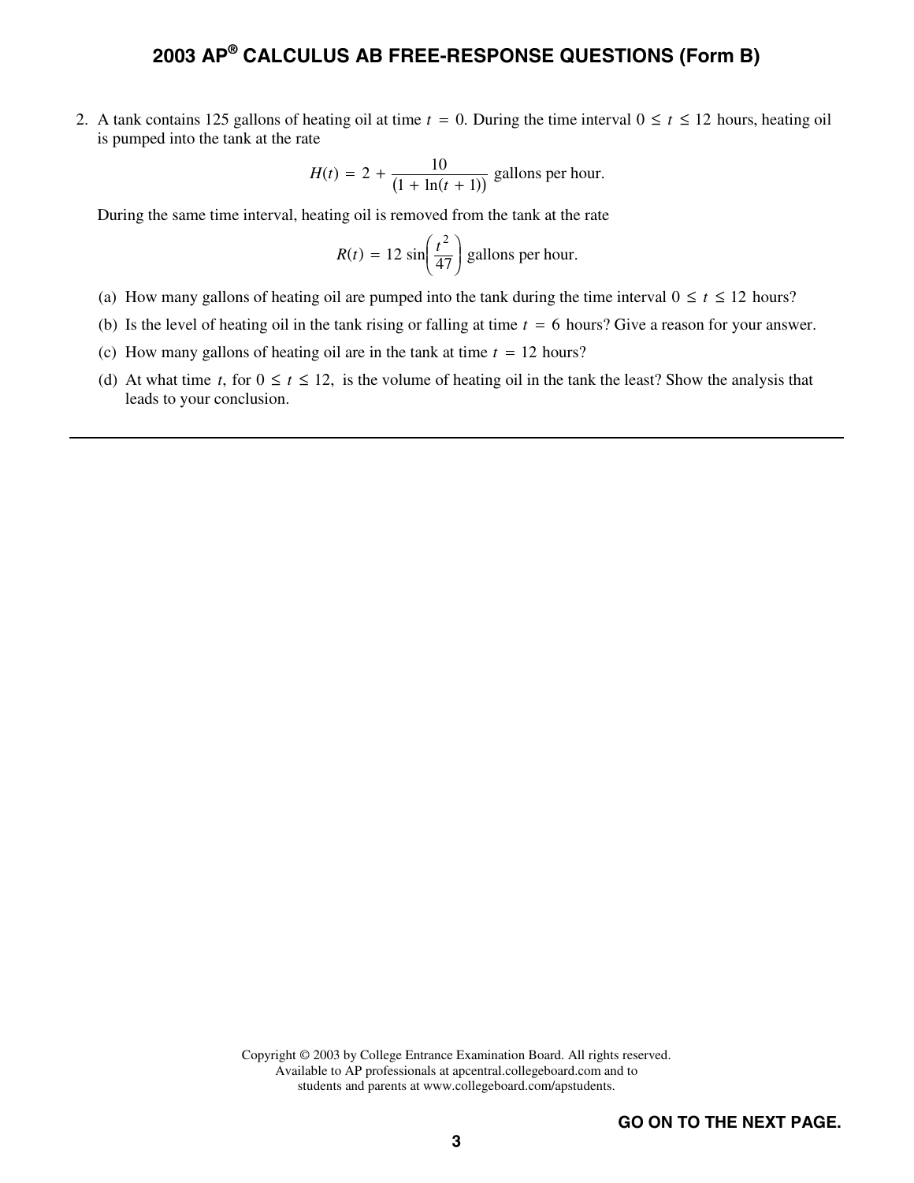2. A tank contains 125 gallons of heating oil at time $t = 0$. During the time interval $0 \le t \le 12$ hours, heating oil is pumped into the tank at the rate

$$H(t) = 2 + \frac{10}{(1 + \ln(t + 1))} \text{ gallons per hour.}$$

During the same time interval, heating oil is removed from the tank at the rate

$$R(t) = 12 \sin\left(\frac{t^2}{47}\right) \text{ gallons per hour.}$$

(a) How many gallons of heating oil are pumped into the tank during the time interval $0 \le t \le 12$ hours?

(b) Is the level of heating oil in the tank rising or falling at time $t = 6$ hours? Give a reason for your answer.

(c) How many gallons of heating oil are in the tank at time $t = 12$ hours?

(d) At what time $t$, for $0 \le t \le 12$, is the volume of heating oil in the tank the least? Show the analysis that leads to your conclusion.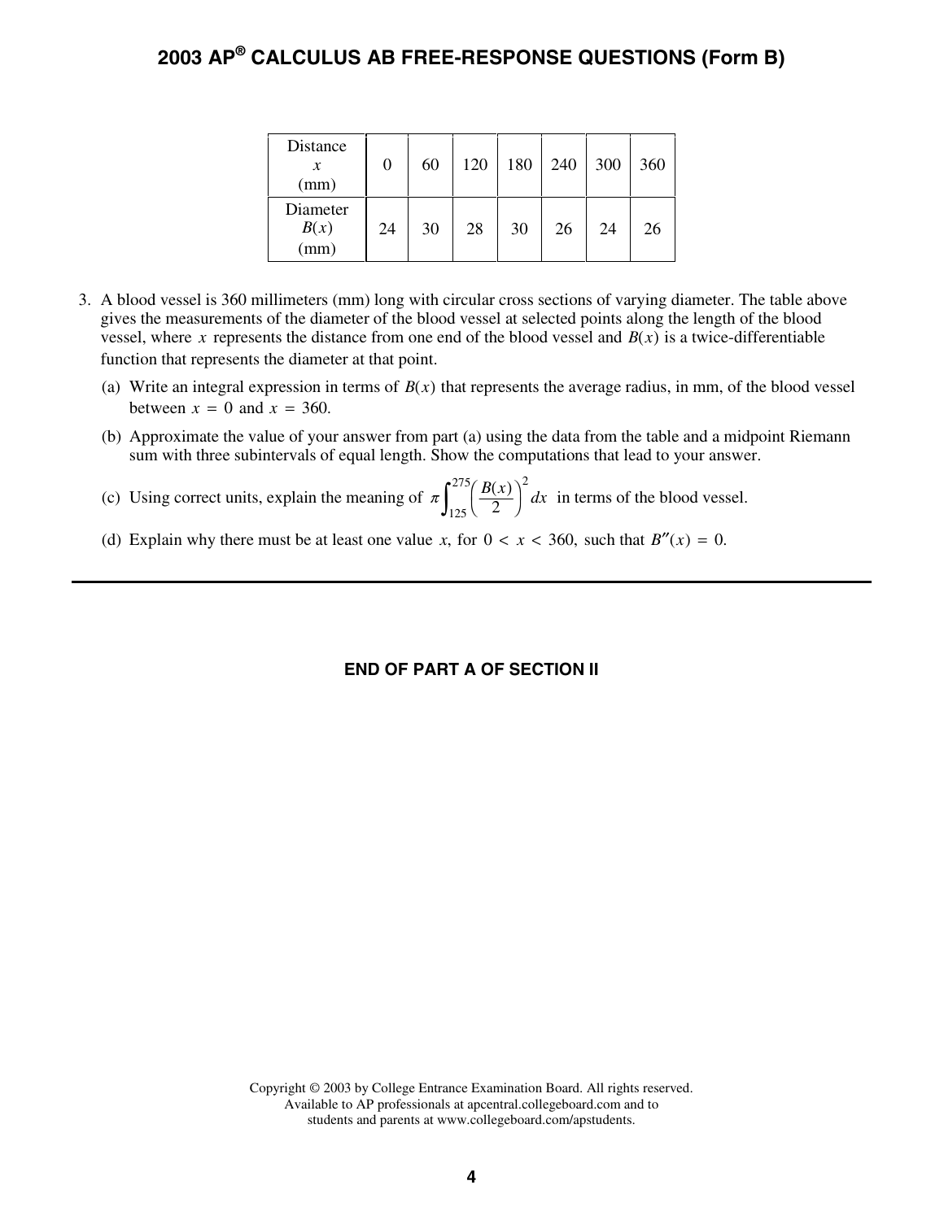| Distance $x$ (mm) | 0 | 60 | 120 | 180 | 240 | 300 | 360 |
|---|---|---|---|---|---|---|---|
| Diameter $B(x)$ (mm) | 24 | 30 | 28 | 30 | 26 | 24 | 26 |

3. A blood vessel is 360 millimeters (mm) long with circular cross sections of varying diameter. The table above gives the measurements of the diameter of the blood vessel at selected points along the length of the blood vessel, where $x$ represents the distance from one end of the blood vessel and $B(x)$ is a twice-differentiable function that represents the diameter at that point.

   (a) Write an integral expression in terms of $B(x)$ that represents the average radius, in mm, of the blood vessel between $x = 0$ and $x = 360$.

   (b) Approximate the value of your answer from part (a) using the data from the table and a midpoint Riemann sum with three subintervals of equal length. Show the computations that lead to your answer.

   (c) Using correct units, explain the meaning of $\pi \int_{125}^{275} \left( \frac{B(x)}{2} \right)^2 dx$ in terms of the blood vessel.

   (d) Explain why there must be at least one value $x$, for $0 < x < 360$, such that $B''(x) = 0$.

---

**END OF PART A OF SECTION II**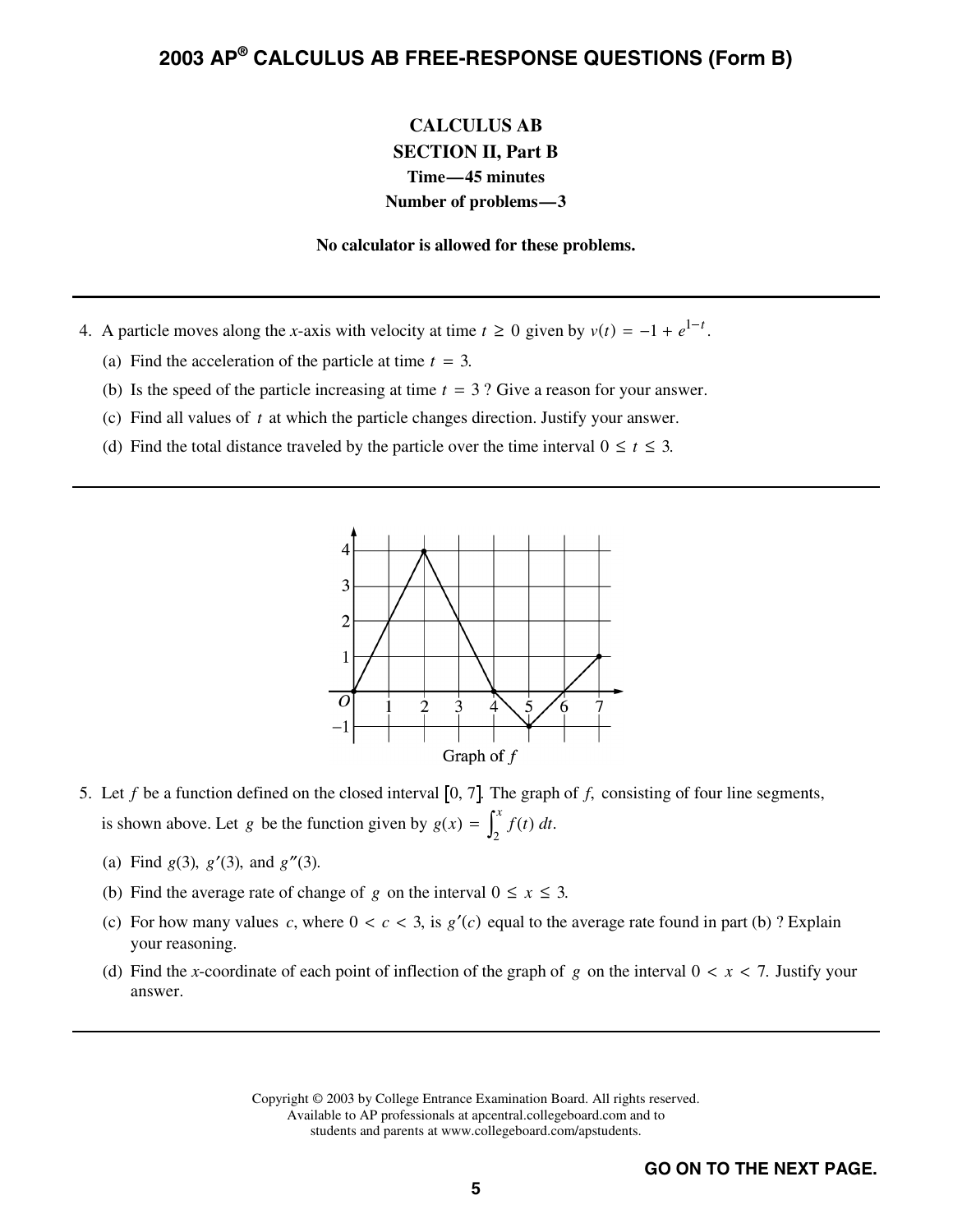# CALCULUS AB

## SECTION II, Part B

**Time—45 minutes**

**Number of problems—3**

**No calculator is allowed for these problems.**

---

4. A particle moves along the $x$-axis with velocity at time $t \geq 0$ given by $v(t) = -1 + e^{1-t}$.

   (a) Find the acceleration of the particle at time $t = 3$.

   (b) Is the speed of the particle increasing at time $t = 3$? Give a reason for your answer.

   (c) Find all values of $t$ at which the particle changes direction. Justify your answer.

   (d) Find the total distance traveled by the particle over the time interval $0 \leq t \leq 3$.

---

Graph of $f$

5. Let $f$ be a function defined on the closed interval $[0, 7]$. The graph of $f$, consisting of four line segments, is shown above. Let $g$ be the function given by $g(x) = \int_2^x f(t)\, dt$.

   (a) Find $g(3)$, $g'(3)$, and $g''(3)$.

   (b) Find the average rate of change of $g$ on the interval $0 \leq x \leq 3$.

   (c) For how many values $c$, where $0 < c < 3$, is $g'(c)$ equal to the average rate found in part (b)? Explain your reasoning.

   (d) Find the $x$-coordinate of each point of inflection of the graph of $g$ on the interval $0 < x < 7$. Justify your answer.

---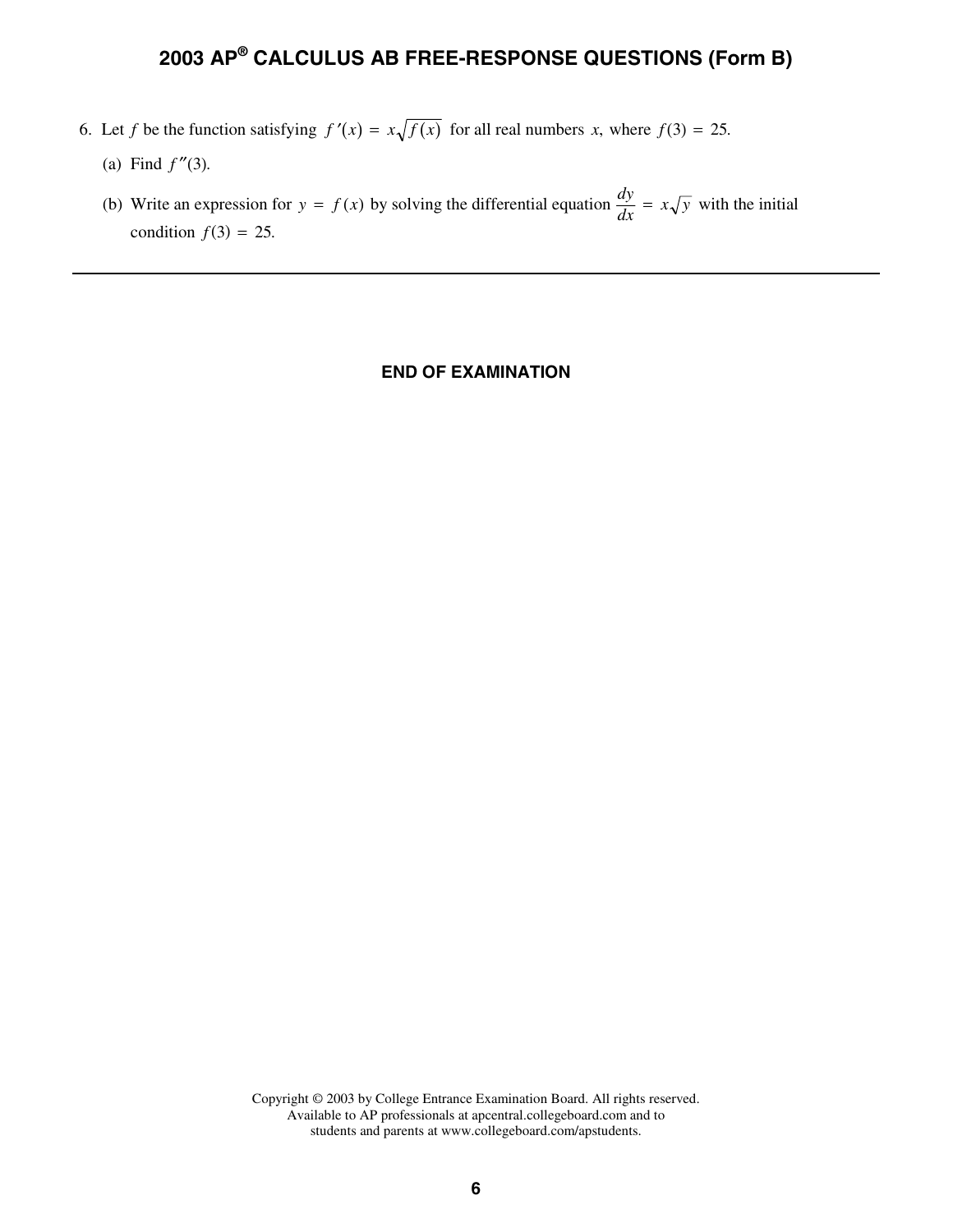6. Let $f$ be the function satisfying $f'(x) = x\sqrt{f(x)}$ for all real numbers $x$, where $f(3) = 25$.

   (a) Find $f''(3)$.

   (b) Write an expression for $y = f(x)$ by solving the differential equation $\dfrac{dy}{dx} = x\sqrt{y}$ with the initial condition $f(3) = 25$.

---

**END OF EXAMINATION**

Copyright © 2003 by College Entrance Examination Board. All rights reserved.
Available to AP professionals at apcentral.collegeboard.com and to
students and parents at www.collegeboard.com/apstudents.